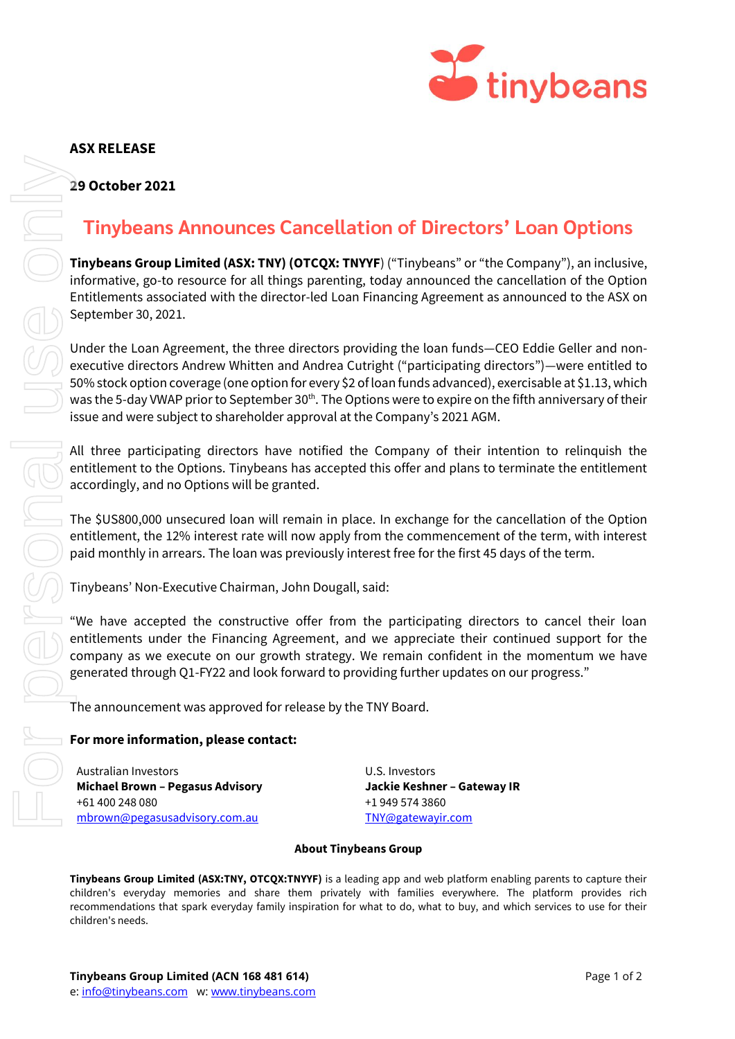**ASX RELEASE**

**29 October 2021**

# Tinybeans Announces Cancellation of Directors' Loan Options

**Tinybeans Group Limited (ASX: TNY) (OTCQX: TNYYF**) ("Tinybeans" or "the Company"), an inclusive, informative, go-to resource for all things parenting, today announced the cancellation of the Option Entitlements associated with the director-led Loan Financing Agreement as announced to the ASX on September 30, 2021.

Under the Loan Agreement, the three directors providing the loan funds—CEO Eddie Geller and non-executive directors Andrew Whitten and Andrea Cutright ("participating directors")—were entitled to 50% stock option coverage (one option for every $2 of loan funds advanced), exercisable at $1.13, which was the 5-day VWAP prior to September 30th. The Options were to expire on the fifth anniversary of their issue and were subject to shareholder approval at the Company's 2021 AGM.

All three participating directors have notified the Company of their intention to relinquish the entitlement to the Options. Tinybeans has accepted this offer and plans to terminate the entitlement accordingly, and no Options will be granted.

The $US800,000 unsecured loan will remain in place. In exchange for the cancellation of the Option entitlement, the 12% interest rate will now apply from the commencement of the term, with interest paid monthly in arrears. The loan was previously interest free for the first 45 days of the term.

Tinybeans' Non-Executive Chairman, John Dougall, said:

"We have accepted the constructive offer from the participating directors to cancel their loan entitlements under the Financing Agreement, and we appreciate their continued support for the company as we execute on our growth strategy. We remain confident in the momentum we have generated through Q1-FY22 and look forward to providing further updates on our progress."

The announcement was approved for release by the TNY Board.

**For more information, please contact:**

Australian Investors
**Michael Brown – Pegasus Advisory**
+61 400 248 080
mbrown@pegasusadvisory.com.au

U.S. Investors
**Jackie Keshner – Gateway IR**
+1 949 574 3860
TNY@gatewayir.com

**About Tinybeans Group**

**Tinybeans Group Limited (ASX:TNY, OTCQX:TNYYF)** is a leading app and web platform enabling parents to capture their children's everyday memories and share them privately with families everywhere. The platform provides rich recommendations that spark everyday family inspiration for what to do, what to buy, and which services to use for their children's needs.

**Tinybeans Group Limited (ACN 168 481 614)**
e: info@tinybeans.com w: www.tinybeans.com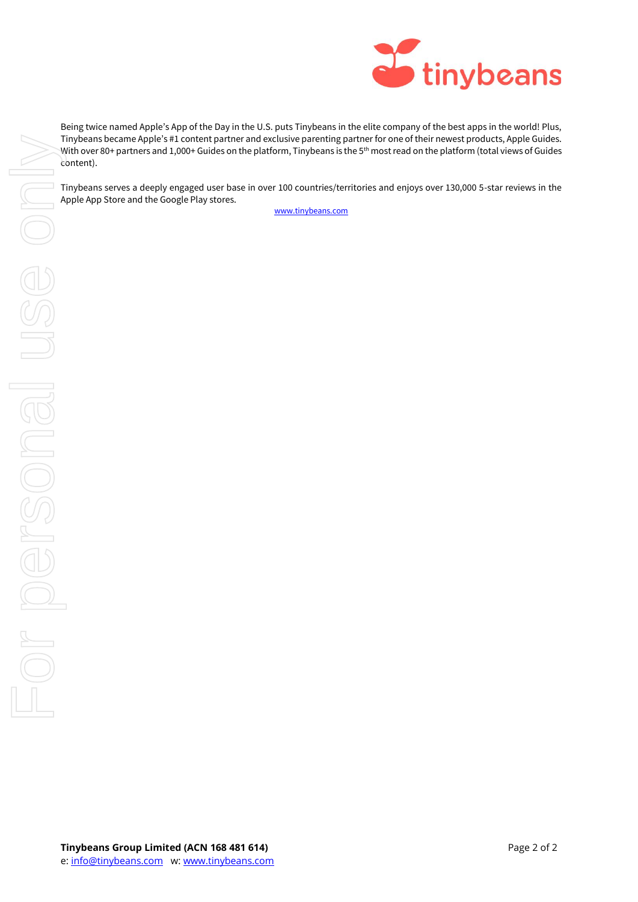Being twice named Apple's App of the Day in the U.S. puts Tinybeans in the elite company of the best apps in the world! Plus, Tinybeans became Apple's #1 content partner and exclusive parenting partner for one of their newest products, Apple Guides. With over 80+ partners and 1,000+ Guides on the platform, Tinybeans is the 5th most read on the platform (total views of Guides content).

Tinybeans serves a deeply engaged user base in over 100 countries/territories and enjoys over 130,000 5-star reviews in the Apple App Store and the Google Play stores.

www.tinybeans.com

**Tinybeans Group Limited (ACN 168 481 614)**
e: info@tinybeans.com w: www.tinybeans.com